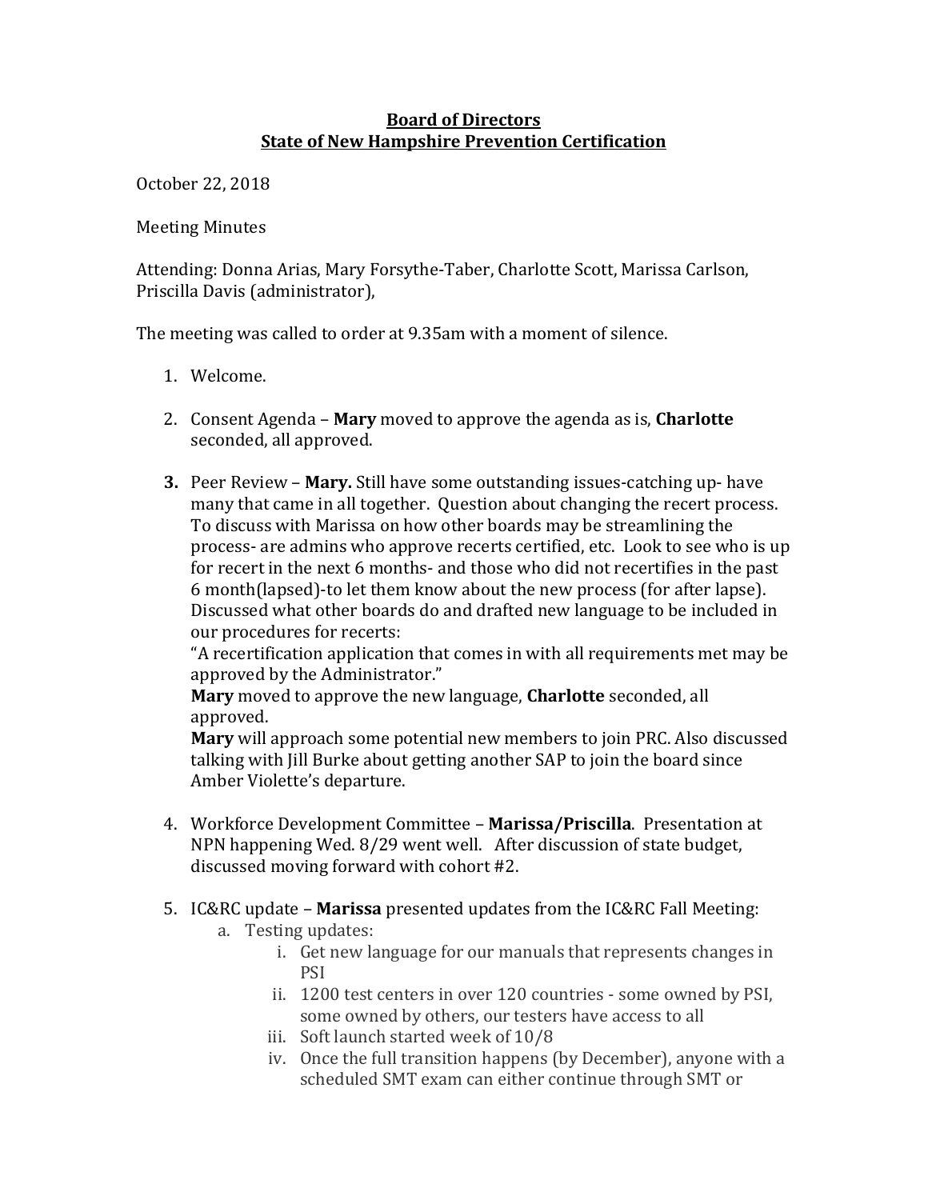**Board of Directors**
**State of New Hampshire Prevention Certification**

October 22, 2018

Meeting Minutes

Attending: Donna Arias, Mary Forsythe-Taber, Charlotte Scott, Marissa Carlson, Priscilla Davis (administrator),

The meeting was called to order at 9.35am with a moment of silence.

1. Welcome.

2. Consent Agenda – **Mary** moved to approve the agenda as is, **Charlotte** seconded, all approved.

3. Peer Review – **Mary.** Still have some outstanding issues-catching up- have many that came in all together. Question about changing the recert process. To discuss with Marissa on how other boards may be streamlining the process- are admins who approve recerts certified, etc. Look to see who is up for recert in the next 6 months- and those who did not recertifies in the past 6 month(lapsed)-to let them know about the new process (for after lapse). Discussed what other boards do and drafted new language to be included in our procedures for recerts:
   "A recertification application that comes in with all requirements met may be approved by the Administrator."
   **Mary** moved to approve the new language, **Charlotte** seconded, all approved.
   **Mary** will approach some potential new members to join PRC. Also discussed talking with Jill Burke about getting another SAP to join the board since Amber Violette's departure.

4. Workforce Development Committee – **Marissa/Priscilla**. Presentation at NPN happening Wed. 8/29 went well. After discussion of state budget, discussed moving forward with cohort #2.

5. IC&RC update – **Marissa** presented updates from the IC&RC Fall Meeting:
   a. Testing updates:
      i. Get new language for our manuals that represents changes in PSI
      ii. 1200 test centers in over 120 countries - some owned by PSI, some owned by others, our testers have access to all
      iii. Soft launch started week of 10/8
      iv. Once the full transition happens (by December), anyone with a scheduled SMT exam can either continue through SMT or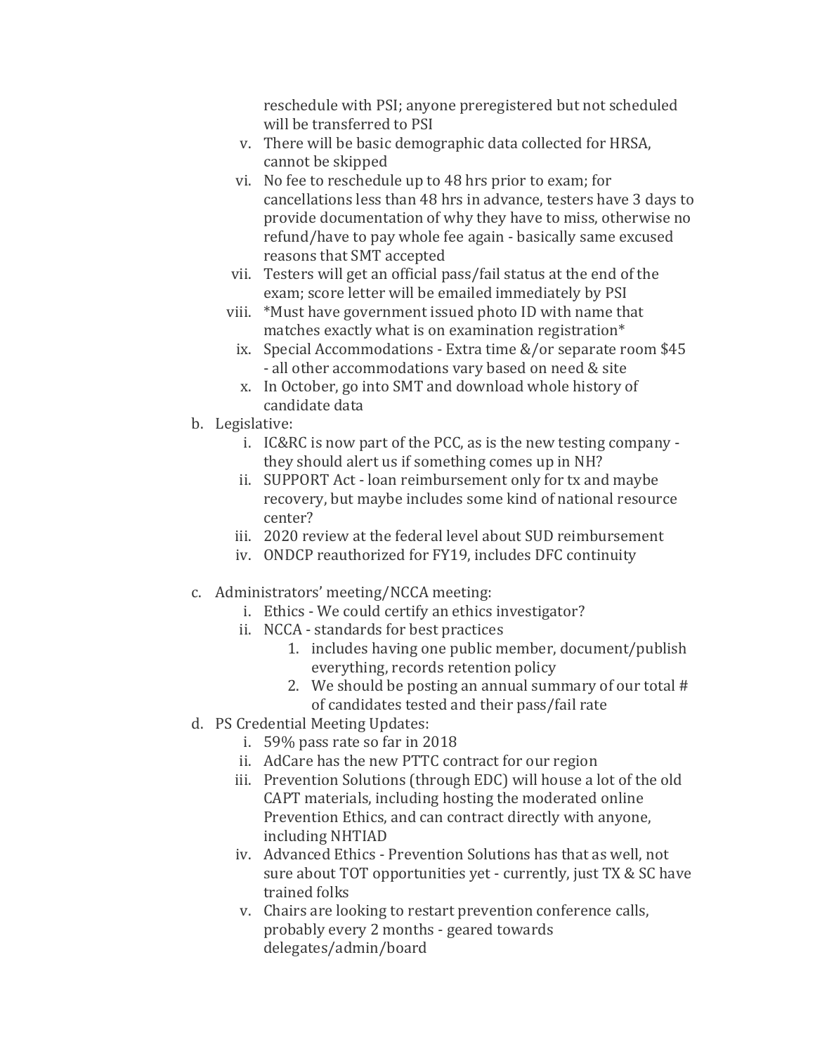reschedule with PSI; anyone preregistered but not scheduled will be transferred to PSI

v. There will be basic demographic data collected for HRSA, cannot be skipped

vi. No fee to reschedule up to 48 hrs prior to exam; for cancellations less than 48 hrs in advance, testers have 3 days to provide documentation of why they have to miss, otherwise no refund/have to pay whole fee again - basically same excused reasons that SMT accepted

vii. Testers will get an official pass/fail status at the end of the exam; score letter will be emailed immediately by PSI

viii. *Must have government issued photo ID with name that matches exactly what is on examination registration*

ix. Special Accommodations - Extra time &/or separate room $45 - all other accommodations vary based on need & site

x. In October, go into SMT and download whole history of candidate data

b. Legislative:

  i. IC&RC is now part of the PCC, as is the new testing company - they should alert us if something comes up in NH?

  ii. SUPPORT Act - loan reimbursement only for tx and maybe recovery, but maybe includes some kind of national resource center?

  iii. 2020 review at the federal level about SUD reimbursement

  iv. ONDCP reauthorized for FY19, includes DFC continuity

c. Administrators' meeting/NCCA meeting:

  i. Ethics - We could certify an ethics investigator?

  ii. NCCA - standards for best practices

    1. includes having one public member, document/publish everything, records retention policy
    2. We should be posting an annual summary of our total # of candidates tested and their pass/fail rate

d. PS Credential Meeting Updates:

  i. 59% pass rate so far in 2018

  ii. AdCare has the new PTTC contract for our region

  iii. Prevention Solutions (through EDC) will house a lot of the old CAPT materials, including hosting the moderated online Prevention Ethics, and can contract directly with anyone, including NHTIAD

  iv. Advanced Ethics - Prevention Solutions has that as well, not sure about TOT opportunities yet - currently, just TX & SC have trained folks

  v. Chairs are looking to restart prevention conference calls, probably every 2 months - geared towards delegates/admin/board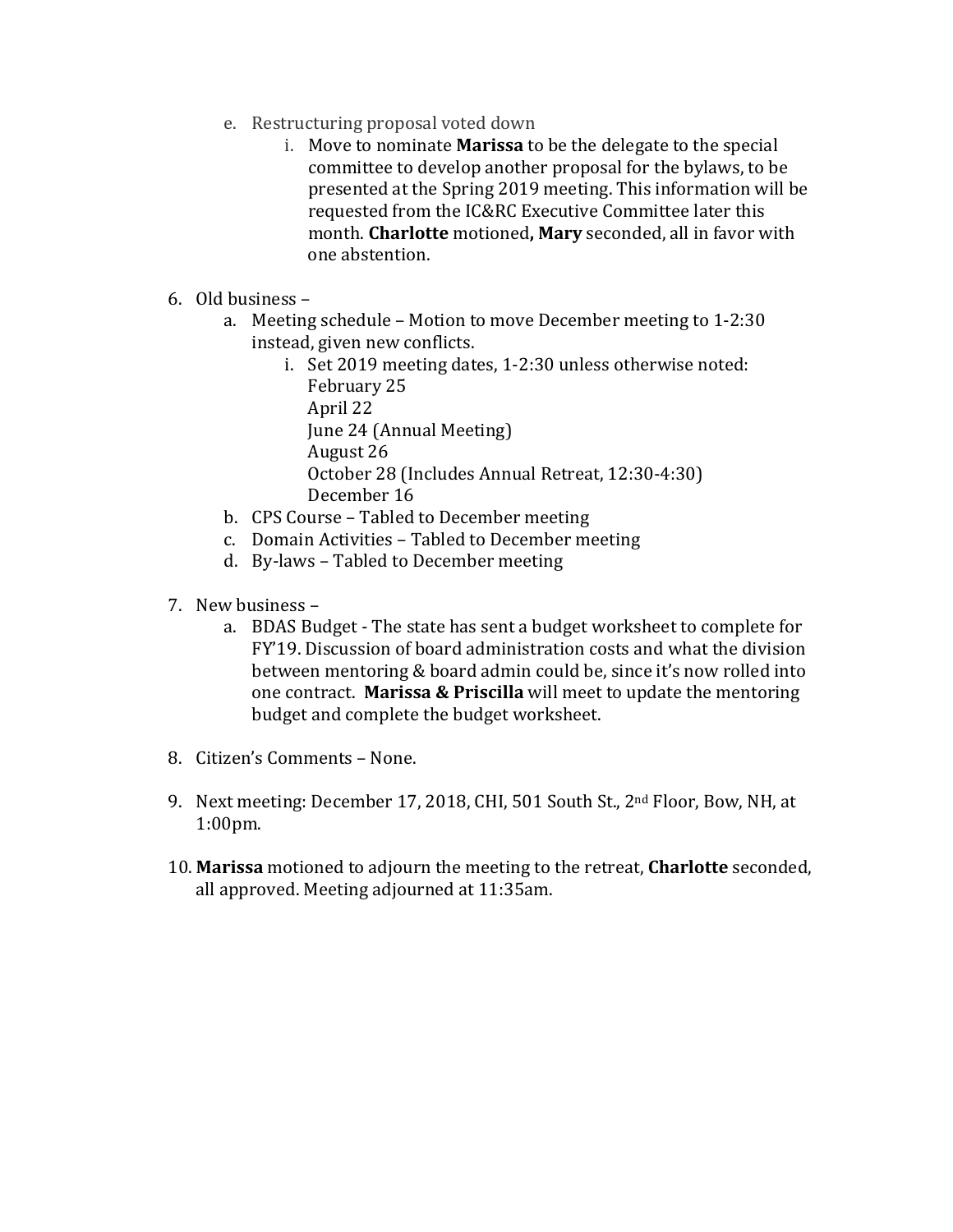e. Restructuring proposal voted down
      i. Move to nominate **Marissa** to be the delegate to the special committee to develop another proposal for the bylaws, to be presented at the Spring 2019 meeting. This information will be requested from the IC&RC Executive Committee later this month. **Charlotte** motioned**, Mary** seconded, all in favor with one abstention.

6. Old business –
   a. Meeting schedule – Motion to move December meeting to 1-2:30 instead, given new conflicts.
      i. Set 2019 meeting dates, 1-2:30 unless otherwise noted:
         February 25
         April 22
         June 24 (Annual Meeting)
         August 26
         October 28 (Includes Annual Retreat, 12:30-4:30)
         December 16
   b. CPS Course – Tabled to December meeting
   c. Domain Activities – Tabled to December meeting
   d. By-laws – Tabled to December meeting

7. New business –
   a. BDAS Budget - The state has sent a budget worksheet to complete for FY'19. Discussion of board administration costs and what the division between mentoring & board admin could be, since it's now rolled into one contract. **Marissa & Priscilla** will meet to update the mentoring budget and complete the budget worksheet.

8. Citizen's Comments – None.

9. Next meeting: December 17, 2018, CHI, 501 South St., 2nd Floor, Bow, NH, at 1:00pm.

10. **Marissa** motioned to adjourn the meeting to the retreat, **Charlotte** seconded, all approved. Meeting adjourned at 11:35am.